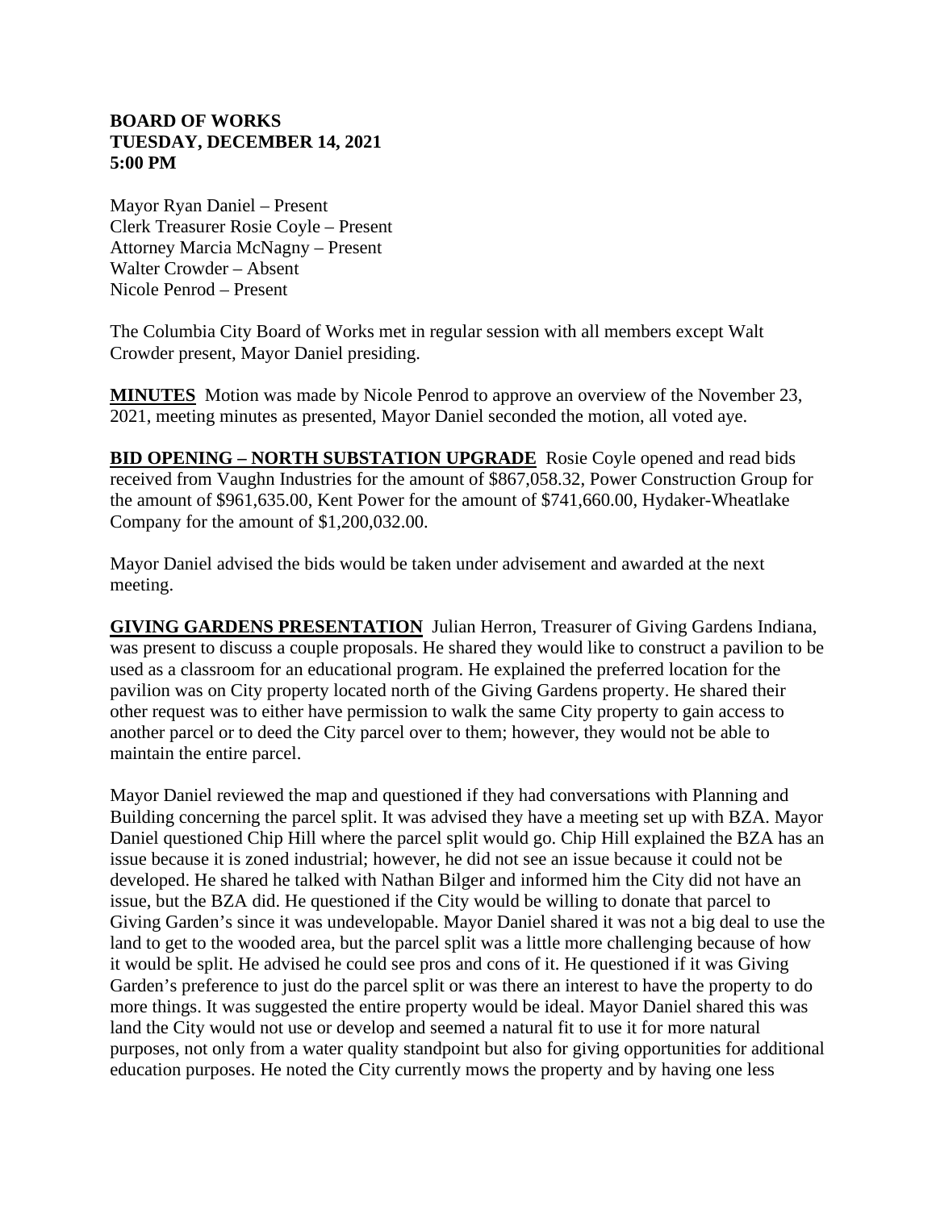**BOARD OF WORKS**
**TUESDAY, DECEMBER 14, 2021**
**5:00 PM**

Mayor Ryan Daniel – Present
Clerk Treasurer Rosie Coyle – Present
Attorney Marcia McNagny – Present
Walter Crowder – Absent
Nicole Penrod – Present

The Columbia City Board of Works met in regular session with all members except Walt Crowder present, Mayor Daniel presiding.

**MINUTES** Motion was made by Nicole Penrod to approve an overview of the November 23, 2021, meeting minutes as presented, Mayor Daniel seconded the motion, all voted aye.

**BID OPENING – NORTH SUBSTATION UPGRADE** Rosie Coyle opened and read bids received from Vaughn Industries for the amount of $867,058.32, Power Construction Group for the amount of $961,635.00, Kent Power for the amount of $741,660.00, Hydaker-Wheatlake Company for the amount of $1,200,032.00.

Mayor Daniel advised the bids would be taken under advisement and awarded at the next meeting.

**GIVING GARDENS PRESENTATION** Julian Herron, Treasurer of Giving Gardens Indiana, was present to discuss a couple proposals. He shared they would like to construct a pavilion to be used as a classroom for an educational program. He explained the preferred location for the pavilion was on City property located north of the Giving Gardens property. He shared their other request was to either have permission to walk the same City property to gain access to another parcel or to deed the City parcel over to them; however, they would not be able to maintain the entire parcel.

Mayor Daniel reviewed the map and questioned if they had conversations with Planning and Building concerning the parcel split. It was advised they have a meeting set up with BZA. Mayor Daniel questioned Chip Hill where the parcel split would go. Chip Hill explained the BZA has an issue because it is zoned industrial; however, he did not see an issue because it could not be developed. He shared he talked with Nathan Bilger and informed him the City did not have an issue, but the BZA did. He questioned if the City would be willing to donate that parcel to Giving Garden's since it was undevelopable. Mayor Daniel shared it was not a big deal to use the land to get to the wooded area, but the parcel split was a little more challenging because of how it would be split. He advised he could see pros and cons of it. He questioned if it was Giving Garden's preference to just do the parcel split or was there an interest to have the property to do more things. It was suggested the entire property would be ideal. Mayor Daniel shared this was land the City would not use or develop and seemed a natural fit to use it for more natural purposes, not only from a water quality standpoint but also for giving opportunities for additional education purposes. He noted the City currently mows the property and by having one less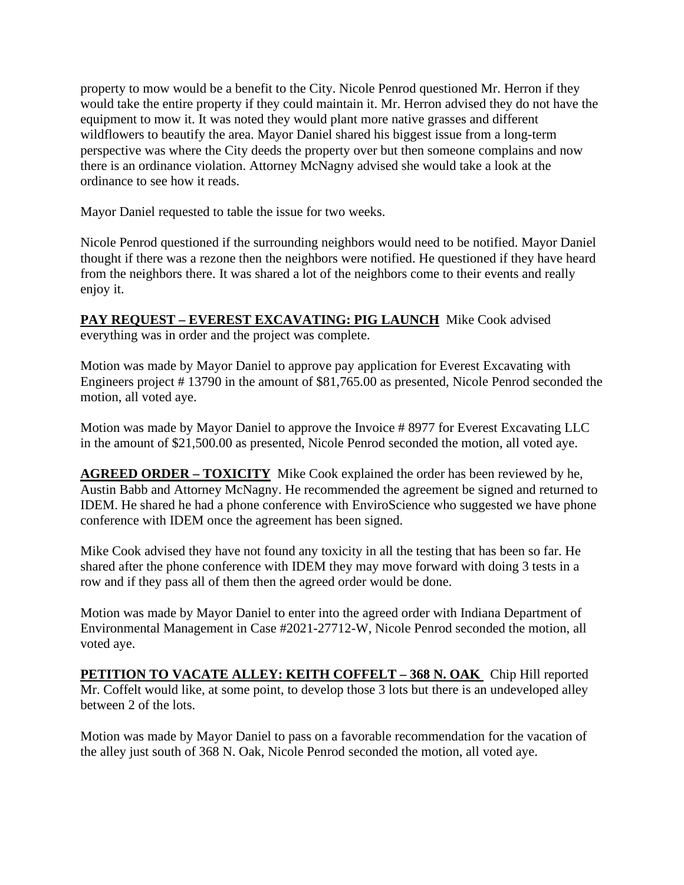property to mow would be a benefit to the City. Nicole Penrod questioned Mr. Herron if they would take the entire property if they could maintain it. Mr. Herron advised they do not have the equipment to mow it. It was noted they would plant more native grasses and different wildflowers to beautify the area. Mayor Daniel shared his biggest issue from a long-term perspective was where the City deeds the property over but then someone complains and now there is an ordinance violation. Attorney McNagny advised she would take a look at the ordinance to see how it reads.

Mayor Daniel requested to table the issue for two weeks.

Nicole Penrod questioned if the surrounding neighbors would need to be notified. Mayor Daniel thought if there was a rezone then the neighbors were notified. He questioned if they have heard from the neighbors there. It was shared a lot of the neighbors come to their events and really enjoy it.

**PAY REQUEST – EVEREST EXCAVATING: PIG LAUNCH** Mike Cook advised everything was in order and the project was complete.

Motion was made by Mayor Daniel to approve pay application for Everest Excavating with Engineers project # 13790 in the amount of $81,765.00 as presented, Nicole Penrod seconded the motion, all voted aye.

Motion was made by Mayor Daniel to approve the Invoice # 8977 for Everest Excavating LLC in the amount of $21,500.00 as presented, Nicole Penrod seconded the motion, all voted aye.

**AGREED ORDER – TOXICITY** Mike Cook explained the order has been reviewed by he, Austin Babb and Attorney McNagny. He recommended the agreement be signed and returned to IDEM. He shared he had a phone conference with EnviroScience who suggested we have phone conference with IDEM once the agreement has been signed.

Mike Cook advised they have not found any toxicity in all the testing that has been so far. He shared after the phone conference with IDEM they may move forward with doing 3 tests in a row and if they pass all of them then the agreed order would be done.

Motion was made by Mayor Daniel to enter into the agreed order with Indiana Department of Environmental Management in Case #2021-27712-W, Nicole Penrod seconded the motion, all voted aye.

**PETITION TO VACATE ALLEY: KEITH COFFELT – 368 N. OAK** Chip Hill reported Mr. Coffelt would like, at some point, to develop those 3 lots but there is an undeveloped alley between 2 of the lots.

Motion was made by Mayor Daniel to pass on a favorable recommendation for the vacation of the alley just south of 368 N. Oak, Nicole Penrod seconded the motion, all voted aye.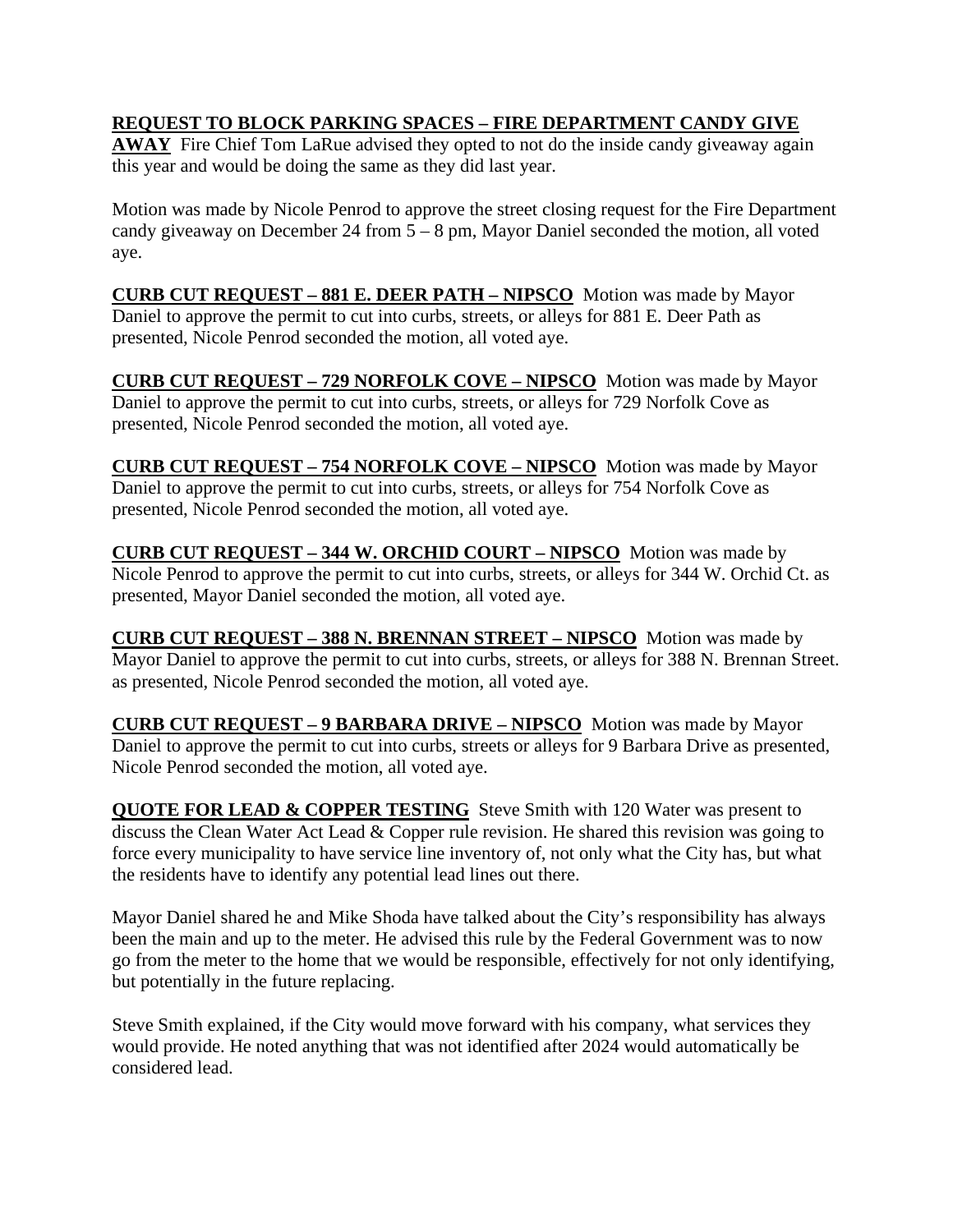**<u>REQUEST TO BLOCK PARKING SPACES – FIRE DEPARTMENT CANDY GIVE AWAY</u>** Fire Chief Tom LaRue advised they opted to not do the inside candy giveaway again this year and would be doing the same as they did last year.

Motion was made by Nicole Penrod to approve the street closing request for the Fire Department candy giveaway on December 24 from 5 – 8 pm, Mayor Daniel seconded the motion, all voted aye.

**<u>CURB CUT REQUEST – 881 E. DEER PATH – NIPSCO</u>** Motion was made by Mayor Daniel to approve the permit to cut into curbs, streets, or alleys for 881 E. Deer Path as presented, Nicole Penrod seconded the motion, all voted aye.

**<u>CURB CUT REQUEST – 729 NORFOLK COVE – NIPSCO</u>** Motion was made by Mayor Daniel to approve the permit to cut into curbs, streets, or alleys for 729 Norfolk Cove as presented, Nicole Penrod seconded the motion, all voted aye.

**<u>CURB CUT REQUEST – 754 NORFOLK COVE – NIPSCO</u>** Motion was made by Mayor Daniel to approve the permit to cut into curbs, streets, or alleys for 754 Norfolk Cove as presented, Nicole Penrod seconded the motion, all voted aye.

**<u>CURB CUT REQUEST – 344 W. ORCHID COURT – NIPSCO</u>** Motion was made by Nicole Penrod to approve the permit to cut into curbs, streets, or alleys for 344 W. Orchid Ct. as presented, Mayor Daniel seconded the motion, all voted aye.

**<u>CURB CUT REQUEST – 388 N. BRENNAN STREET – NIPSCO</u>** Motion was made by Mayor Daniel to approve the permit to cut into curbs, streets, or alleys for 388 N. Brennan Street. as presented, Nicole Penrod seconded the motion, all voted aye.

**<u>CURB CUT REQUEST – 9 BARBARA DRIVE – NIPSCO</u>** Motion was made by Mayor Daniel to approve the permit to cut into curbs, streets or alleys for 9 Barbara Drive as presented, Nicole Penrod seconded the motion, all voted aye.

**<u>QUOTE FOR LEAD & COPPER TESTING</u>** Steve Smith with 120 Water was present to discuss the Clean Water Act Lead & Copper rule revision. He shared this revision was going to force every municipality to have service line inventory of, not only what the City has, but what the residents have to identify any potential lead lines out there.

Mayor Daniel shared he and Mike Shoda have talked about the City's responsibility has always been the main and up to the meter. He advised this rule by the Federal Government was to now go from the meter to the home that we would be responsible, effectively for not only identifying, but potentially in the future replacing.

Steve Smith explained, if the City would move forward with his company, what services they would provide. He noted anything that was not identified after 2024 would automatically be considered lead.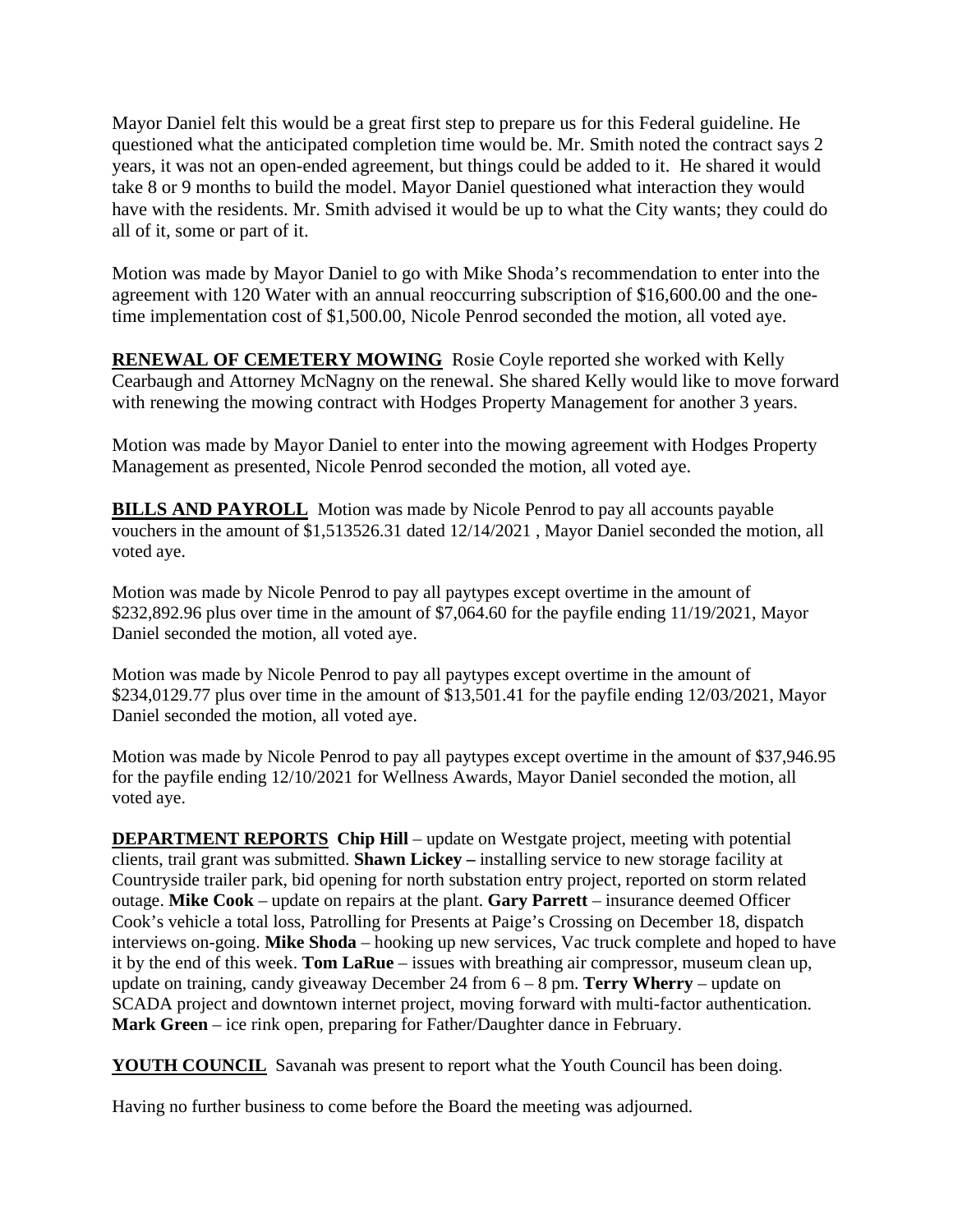Mayor Daniel felt this would be a great first step to prepare us for this Federal guideline. He questioned what the anticipated completion time would be. Mr. Smith noted the contract says 2 years, it was not an open-ended agreement, but things could be added to it. He shared it would take 8 or 9 months to build the model. Mayor Daniel questioned what interaction they would have with the residents. Mr. Smith advised it would be up to what the City wants; they could do all of it, some or part of it.

Motion was made by Mayor Daniel to go with Mike Shoda's recommendation to enter into the agreement with 120 Water with an annual reoccurring subscription of $16,600.00 and the one-time implementation cost of $1,500.00, Nicole Penrod seconded the motion, all voted aye.

**RENEWAL OF CEMETERY MOWING** Rosie Coyle reported she worked with Kelly Cearbaugh and Attorney McNagny on the renewal. She shared Kelly would like to move forward with renewing the mowing contract with Hodges Property Management for another 3 years.

Motion was made by Mayor Daniel to enter into the mowing agreement with Hodges Property Management as presented, Nicole Penrod seconded the motion, all voted aye.

**BILLS AND PAYROLL** Motion was made by Nicole Penrod to pay all accounts payable vouchers in the amount of $1,513526.31 dated 12/14/2021 , Mayor Daniel seconded the motion, all voted aye.

Motion was made by Nicole Penrod to pay all paytypes except overtime in the amount of $232,892.96 plus over time in the amount of $7,064.60 for the payfile ending 11/19/2021, Mayor Daniel seconded the motion, all voted aye.

Motion was made by Nicole Penrod to pay all paytypes except overtime in the amount of $234,0129.77 plus over time in the amount of $13,501.41 for the payfile ending 12/03/2021, Mayor Daniel seconded the motion, all voted aye.

Motion was made by Nicole Penrod to pay all paytypes except overtime in the amount of $37,946.95 for the payfile ending 12/10/2021 for Wellness Awards, Mayor Daniel seconded the motion, all voted aye.

**DEPARTMENT REPORTS** **Chip Hill** – update on Westgate project, meeting with potential clients, trail grant was submitted. **Shawn Lickey –** installing service to new storage facility at Countryside trailer park, bid opening for north substation entry project, reported on storm related outage. **Mike Cook** – update on repairs at the plant. **Gary Parrett** – insurance deemed Officer Cook's vehicle a total loss, Patrolling for Presents at Paige's Crossing on December 18, dispatch interviews on-going. **Mike Shoda** – hooking up new services, Vac truck complete and hoped to have it by the end of this week. **Tom LaRue** – issues with breathing air compressor, museum clean up, update on training, candy giveaway December 24 from 6 – 8 pm. **Terry Wherry** – update on SCADA project and downtown internet project, moving forward with multi-factor authentication. **Mark Green** – ice rink open, preparing for Father/Daughter dance in February.

**YOUTH COUNCIL** Savanah was present to report what the Youth Council has been doing.

Having no further business to come before the Board the meeting was adjourned.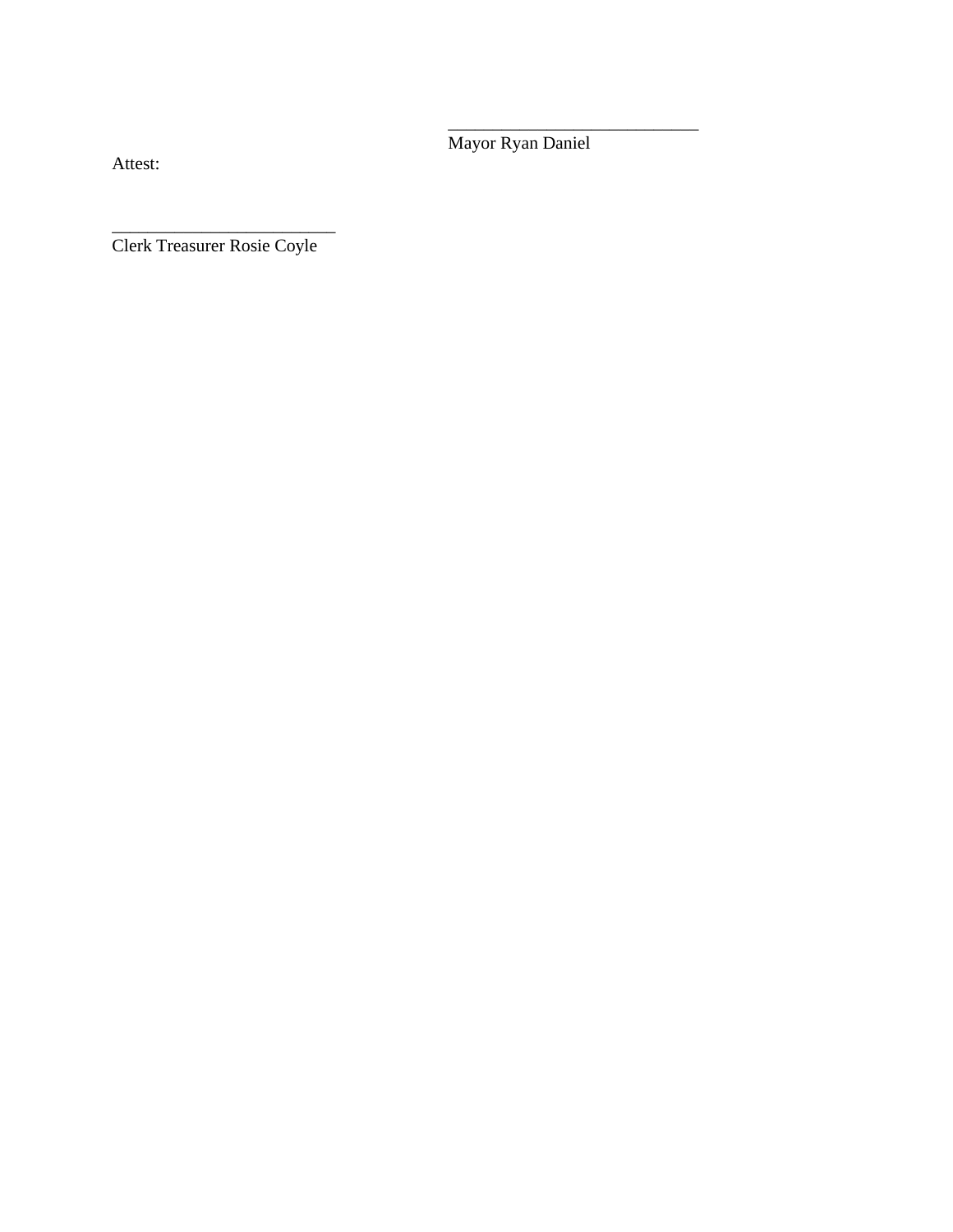\_\_\_\_\_\_\_\_\_\_\_\_\_\_\_\_\_\_\_\_\_\_\_\_\_\_\_\_\_\_
Mayor Ryan Daniel

Attest:

\_\_\_\_\_\_\_\_\_\_\_\_\_\_\_\_\_\_\_\_\_\_\_\_\_\_\_
Clerk Treasurer Rosie Coyle